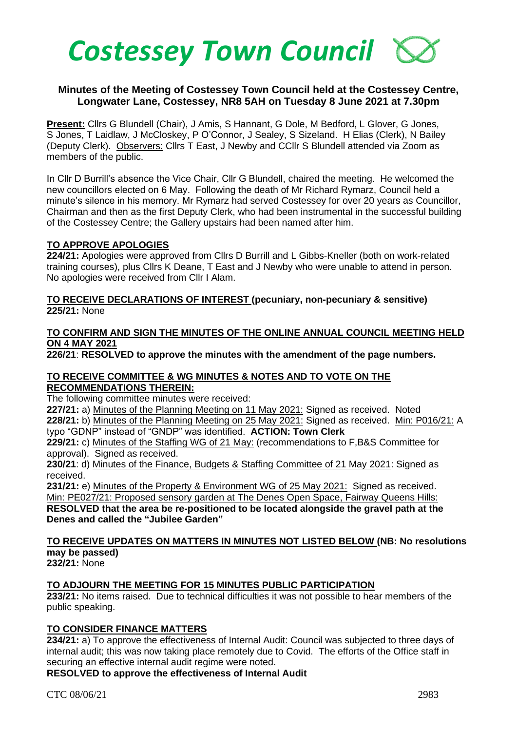# Costessey Town Council

## Minutes of the Meeting of Costessey Town Council held at the Costessey Centre, Longwater Lane, Costessey, NR8 5AH on Tuesday 8 June 2021 at 7.30pm

**Present:** Cllrs G Blundell (Chair), J Amis, S Hannant, G Dole, M Bedford, L Glover, G Jones, S Jones, T Laidlaw, J McCloskey, P O'Connor, J Sealey, S Sizeland. H Elias (Clerk), N Bailey (Deputy Clerk). Observers: Cllrs T East, J Newby and CCllr S Blundell attended via Zoom as members of the public.

In Cllr D Burrill's absence the Vice Chair, Cllr G Blundell, chaired the meeting. He welcomed the new councillors elected on 6 May. Following the death of Mr Richard Rymarz, Council held a minute's silence in his memory. Mr Rymarz had served Costessey for over 20 years as Councillor, Chairman and then as the first Deputy Clerk, who had been instrumental in the successful building of the Costessey Centre; the Gallery upstairs had been named after him.

**TO APPROVE APOLOGIES**

**224/21:** Apologies were approved from Cllrs D Burrill and L Gibbs-Kneller (both on work-related training courses), plus Cllrs K Deane, T East and J Newby who were unable to attend in person. No apologies were received from Cllr I Alam.

**TO RECEIVE DECLARATIONS OF INTEREST (pecuniary, non-pecuniary & sensitive)**

**225/21:** None

**TO CONFIRM AND SIGN THE MINUTES OF THE ONLINE ANNUAL COUNCIL MEETING HELD ON 4 MAY 2021**

**226/21**: **RESOLVED to approve the minutes with the amendment of the page numbers.**

**TO RECEIVE COMMITTEE & WG MINUTES & NOTES AND TO VOTE ON THE RECOMMENDATIONS THEREIN:**

The following committee minutes were received:

**227/21:** a) Minutes of the Planning Meeting on 11 May 2021: Signed as received. Noted

**228/21:** b) Minutes of the Planning Meeting on 25 May 2021: Signed as received. Min: P016/21: A typo "GDNP" instead of "GNDP" was identified. **ACTION: Town Clerk**

**229/21:** c) Minutes of the Staffing WG of 21 May: (recommendations to F,B&S Committee for approval). Signed as received.

**230/21**: d) Minutes of the Finance, Budgets & Staffing Committee of 21 May 2021: Signed as received.

**231/21:** e) Minutes of the Property & Environment WG of 25 May 2021: Signed as received. Min: PE027/21: Proposed sensory garden at The Denes Open Space, Fairway Queens Hills: **RESOLVED that the area be re-positioned to be located alongside the gravel path at the Denes and called the "Jubilee Garden"**

**TO RECEIVE UPDATES ON MATTERS IN MINUTES NOT LISTED BELOW (NB: No resolutions may be passed)**

**232/21:** None

**TO ADJOURN THE MEETING FOR 15 MINUTES PUBLIC PARTICIPATION**

**233/21:** No items raised. Due to technical difficulties it was not possible to hear members of the public speaking.

**TO CONSIDER FINANCE MATTERS**

**234/21:** a) To approve the effectiveness of Internal Audit: Council was subjected to three days of internal audit; this was now taking place remotely due to Covid. The efforts of the Office staff in securing an effective internal audit regime were noted.

**RESOLVED to approve the effectiveness of Internal Audit**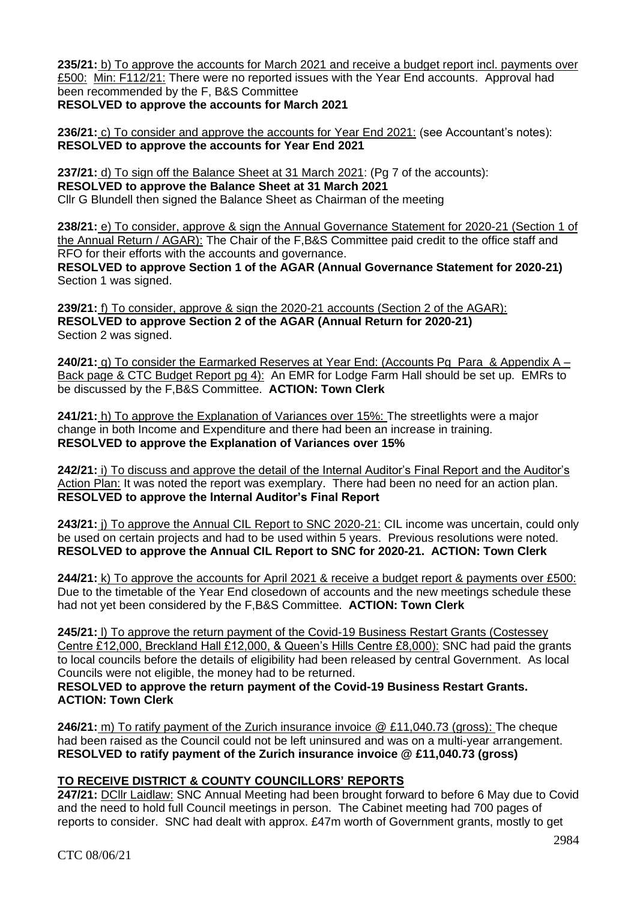**235/21:** b) To approve the accounts for March 2021 and receive a budget report incl. payments over £500: Min: F112/21: There were no reported issues with the Year End accounts. Approval had been recommended by the F, B&S Committee
**RESOLVED to approve the accounts for March 2021**

**236/21:** c) To consider and approve the accounts for Year End 2021: (see Accountant's notes):
**RESOLVED to approve the accounts for Year End 2021**

**237/21:** d) To sign off the Balance Sheet at 31 March 2021: (Pg 7 of the accounts):
**RESOLVED to approve the Balance Sheet at 31 March 2021**
Cllr G Blundell then signed the Balance Sheet as Chairman of the meeting

**238/21:** e) To consider, approve & sign the Annual Governance Statement for 2020-21 (Section 1 of the Annual Return / AGAR): The Chair of the F,B&S Committee paid credit to the office staff and RFO for their efforts with the accounts and governance.
**RESOLVED to approve Section 1 of the AGAR (Annual Governance Statement for 2020-21)**
Section 1 was signed.

**239/21:** f) To consider, approve & sign the 2020-21 accounts (Section 2 of the AGAR):
**RESOLVED to approve Section 2 of the AGAR (Annual Return for 2020-21)**
Section 2 was signed.

**240/21:** g) To consider the Earmarked Reserves at Year End: (Accounts Pg Para & Appendix A – Back page & CTC Budget Report pg 4): An EMR for Lodge Farm Hall should be set up. EMRs to be discussed by the F,B&S Committee. **ACTION: Town Clerk**

**241/21:** h) To approve the Explanation of Variances over 15%: The streetlights were a major change in both Income and Expenditure and there had been an increase in training.
**RESOLVED to approve the Explanation of Variances over 15%**

**242/21:** i) To discuss and approve the detail of the Internal Auditor's Final Report and the Auditor's Action Plan: It was noted the report was exemplary. There had been no need for an action plan.
**RESOLVED to approve the Internal Auditor's Final Report**

**243/21:** j) To approve the Annual CIL Report to SNC 2020-21: CIL income was uncertain, could only be used on certain projects and had to be used within 5 years. Previous resolutions were noted.
**RESOLVED to approve the Annual CIL Report to SNC for 2020-21. ACTION: Town Clerk**

**244/21:** k) To approve the accounts for April 2021 & receive a budget report & payments over £500: Due to the timetable of the Year End closedown of accounts and the new meetings schedule these had not yet been considered by the F,B&S Committee. **ACTION: Town Clerk**

**245/21:** l) To approve the return payment of the Covid-19 Business Restart Grants (Costessey Centre £12,000, Breckland Hall £12,000, & Queen's Hills Centre £8,000): SNC had paid the grants to local councils before the details of eligibility had been released by central Government. As local Councils were not eligible, the money had to be returned.
**RESOLVED to approve the return payment of the Covid-19 Business Restart Grants. ACTION: Town Clerk**

**246/21:** m) To ratify payment of the Zurich insurance invoice @ £11,040.73 (gross): The cheque had been raised as the Council could not be left uninsured and was on a multi-year arrangement.
**RESOLVED to ratify payment of the Zurich insurance invoice @ £11,040.73 (gross)**

## TO RECEIVE DISTRICT & COUNTY COUNCILLORS' REPORTS

**247/21:** DCllr Laidlaw: SNC Annual Meeting had been brought forward to before 6 May due to Covid and the need to hold full Council meetings in person. The Cabinet meeting had 700 pages of reports to consider. SNC had dealt with approx. £47m worth of Government grants, mostly to get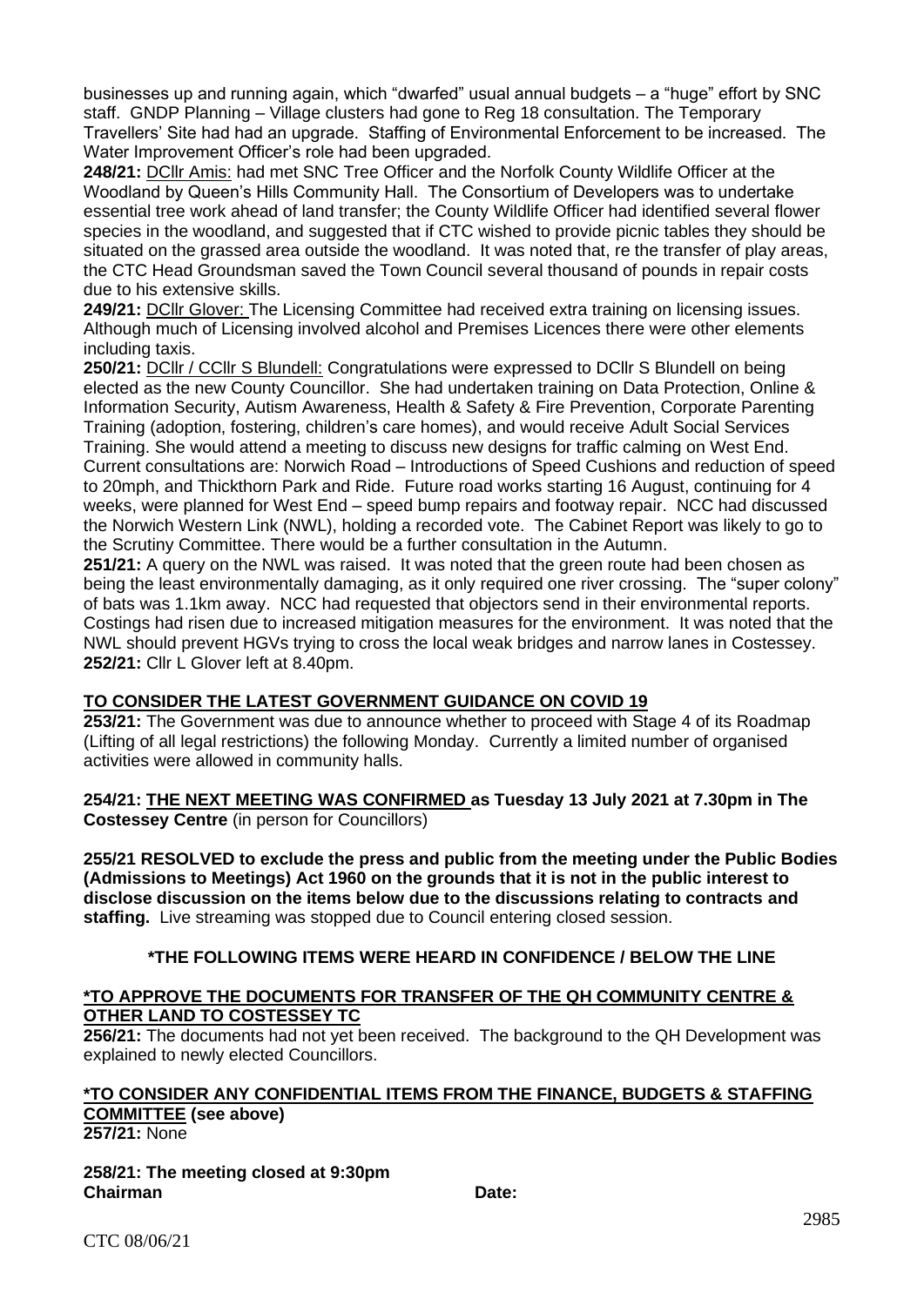businesses up and running again, which "dwarfed" usual annual budgets – a "huge" effort by SNC staff. GNDP Planning – Village clusters had gone to Reg 18 consultation. The Temporary Travellers' Site had had an upgrade. Staffing of Environmental Enforcement to be increased. The Water Improvement Officer's role had been upgraded.

**248/21:** DCllr Amis: had met SNC Tree Officer and the Norfolk County Wildlife Officer at the Woodland by Queen's Hills Community Hall. The Consortium of Developers was to undertake essential tree work ahead of land transfer; the County Wildlife Officer had identified several flower species in the woodland, and suggested that if CTC wished to provide picnic tables they should be situated on the grassed area outside the woodland. It was noted that, re the transfer of play areas, the CTC Head Groundsman saved the Town Council several thousand of pounds in repair costs due to his extensive skills.

**249/21:** DCllr Glover: The Licensing Committee had received extra training on licensing issues. Although much of Licensing involved alcohol and Premises Licences there were other elements including taxis.

**250/21:** DCllr / CCllr S Blundell: Congratulations were expressed to DCllr S Blundell on being elected as the new County Councillor. She had undertaken training on Data Protection, Online & Information Security, Autism Awareness, Health & Safety & Fire Prevention, Corporate Parenting Training (adoption, fostering, children's care homes), and would receive Adult Social Services Training. She would attend a meeting to discuss new designs for traffic calming on West End. Current consultations are: Norwich Road – Introductions of Speed Cushions and reduction of speed to 20mph, and Thickthorn Park and Ride. Future road works starting 16 August, continuing for 4 weeks, were planned for West End – speed bump repairs and footway repair. NCC had discussed the Norwich Western Link (NWL), holding a recorded vote. The Cabinet Report was likely to go to the Scrutiny Committee. There would be a further consultation in the Autumn.

**251/21:** A query on the NWL was raised. It was noted that the green route had been chosen as being the least environmentally damaging, as it only required one river crossing. The "super colony" of bats was 1.1km away. NCC had requested that objectors send in their environmental reports. Costings had risen due to increased mitigation measures for the environment. It was noted that the NWL should prevent HGVs trying to cross the local weak bridges and narrow lanes in Costessey.

**252/21:** Cllr L Glover left at 8.40pm.

## TO CONSIDER THE LATEST GOVERNMENT GUIDANCE ON COVID 19

**253/21:** The Government was due to announce whether to proceed with Stage 4 of its Roadmap (Lifting of all legal restrictions) the following Monday. Currently a limited number of organised activities were allowed in community halls.

**254/21: THE NEXT MEETING WAS CONFIRMED as Tuesday 13 July 2021 at 7.30pm in The Costessey Centre** (in person for Councillors)

**255/21 RESOLVED to exclude the press and public from the meeting under the Public Bodies (Admissions to Meetings) Act 1960 on the grounds that it is not in the public interest to disclose discussion on the items below due to the discussions relating to contracts and staffing.** Live streaming was stopped due to Council entering closed session.

**\*THE FOLLOWING ITEMS WERE HEARD IN CONFIDENCE / BELOW THE LINE**

## \*TO APPROVE THE DOCUMENTS FOR TRANSFER OF THE QH COMMUNITY CENTRE & OTHER LAND TO COSTESSEY TC

**256/21:** The documents had not yet been received. The background to the QH Development was explained to newly elected Councillors.

## \*TO CONSIDER ANY CONFIDENTIAL ITEMS FROM THE FINANCE, BUDGETS & STAFFING COMMITTEE (see above)

**257/21:** None

**258/21: The meeting closed at 9:30pm**

**Chairman** **Date:**

CTC 08/06/21